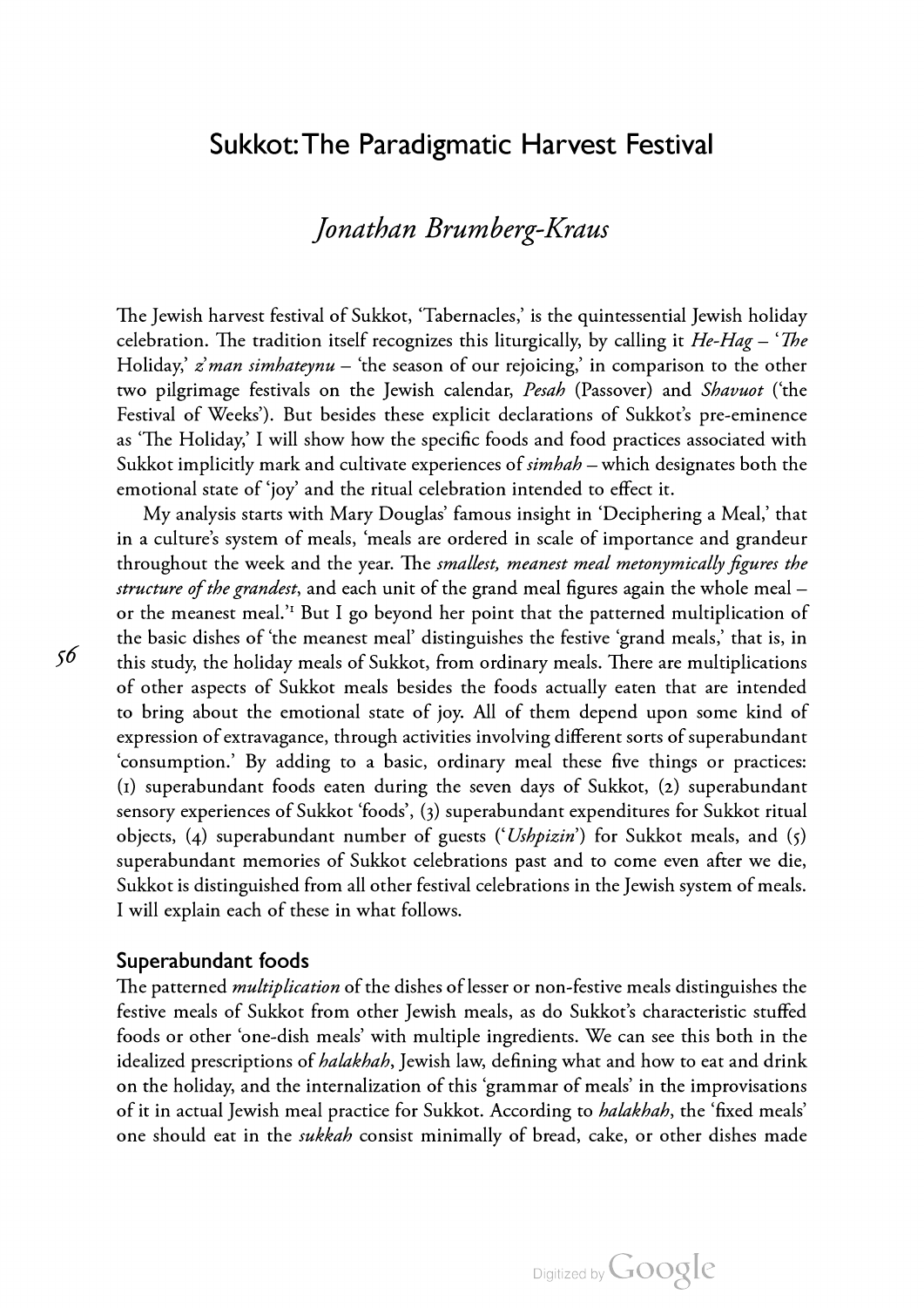# Sukkot: The Paradigmatic Harvest Festival

## *Jonathan Brumberg-Kraus*

The Jewish harvest festival of Sukkot, 'Tabernacles,' is the quintessential Jewish holiday celebration. The tradition itself recognizes this liturgically, by calling it *He-Hag* – '*The* Holiday,' *z'man simhateynu* – 'the season of our rejoicing,' in comparison to the other two pilgrimage festivals on the Jewish calendar, *Pesah* (Passover) and *Shavuot* ('the Festival of Weeks'). But besides these explicit declarations of Sukkot's pre-eminence as 'The Holiday,' I will show how the specific foods and food practices associated with Sukkot implicitly mark and cultivate experiences of *simhah* – which designates both the emotional state of 'joy' and the ritual celebration intended to effect it.

My analysis starts with Mary Douglas' famous insight in 'Deciphering a Meal,' that in a culture's system of meals, 'meals are ordered in scale of importance and grandeur throughout the week and the year. The *smallest, meanest meal metonymically figures the structure of the grandest*, and each unit of the grand meal figures again the whole meal – or the meanest meal.'[1] But I go beyond her point that the patterned multiplication of the basic dishes of 'the meanest meal' distinguishes the festive 'grand meals,' that is, in this study, the holiday meals of Sukkot, from ordinary meals. There are multiplications of other aspects of Sukkot meals besides the foods actually eaten that are intended to bring about the emotional state of joy. All of them depend upon some kind of expression of extravagance, through activities involving different sorts of superabundant 'consumption.' By adding to a basic, ordinary meal these five things or practices: (1) superabundant foods eaten during the seven days of Sukkot, (2) superabundant sensory experiences of Sukkot 'foods', (3) superabundant expenditures for Sukkot ritual objects, (4) superabundant number of guests ('*Ushpizin*') for Sukkot meals, and (5) superabundant memories of Sukkot celebrations past and to come even after we die, Sukkot is distinguished from all other festival celebrations in the Jewish system of meals. I will explain each of these in what follows.

### Superabundant foods

The patterned *multiplication* of the dishes of lesser or non-festive meals distinguishes the festive meals of Sukkot from other Jewish meals, as do Sukkot's characteristic stuffed foods or other 'one-dish meals' with multiple ingredients. We can see this both in the idealized prescriptions of *halakhah*, Jewish law, defining what and how to eat and drink on the holiday, and the internalization of this 'grammar of meals' in the improvisations of it in actual Jewish meal practice for Sukkot. According to *halakhah*, the 'fixed meals' one should eat in the *sukkah* consist minimally of bread, cake, or other dishes made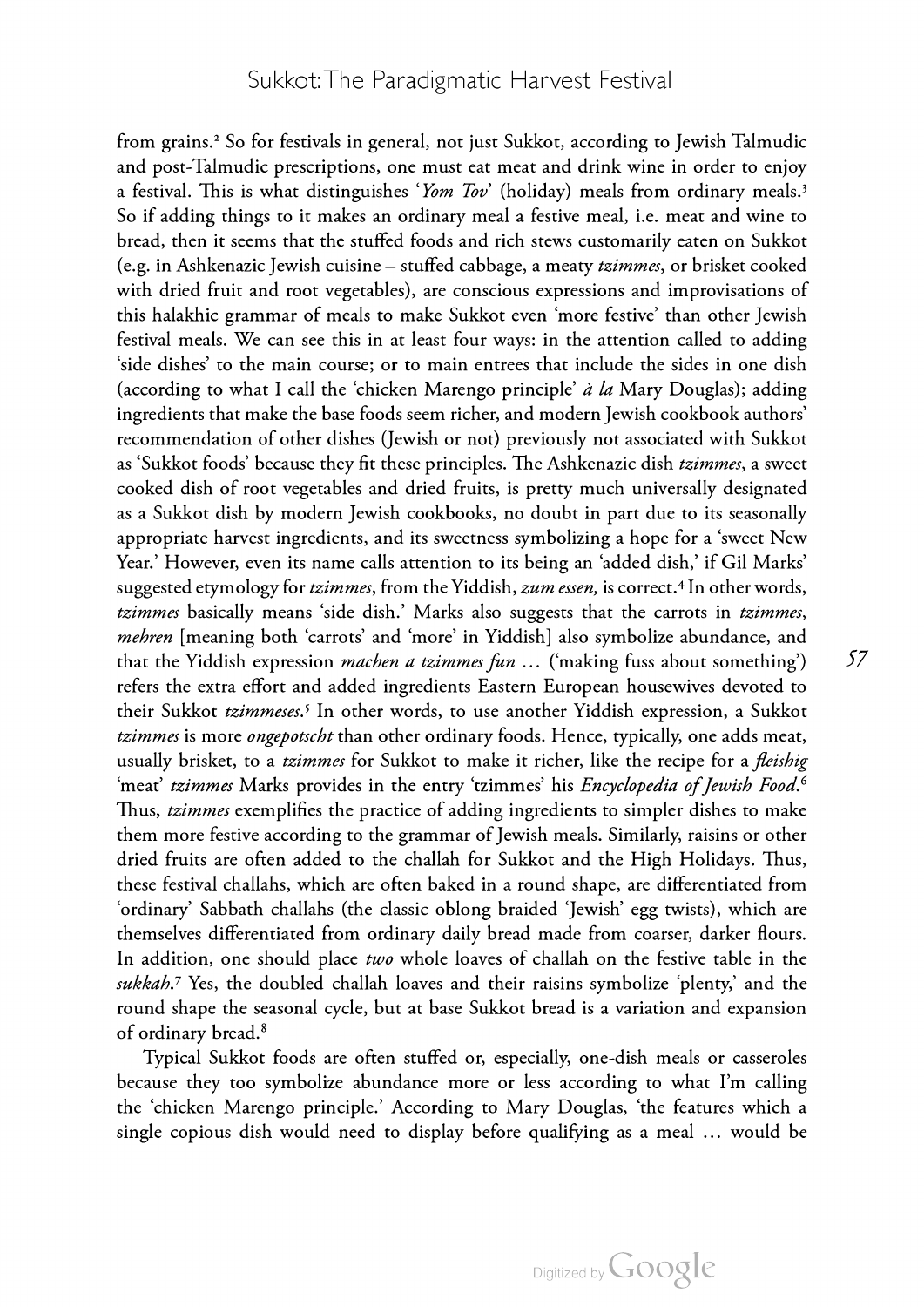from grains.[2] So for festivals in general, not just Sukkot, according to Jewish Talmudic and post-Talmudic prescriptions, one must eat meat and drink wine in order to enjoy a festival. This is what distinguishes '*Yom Tov*' (holiday) meals from ordinary meals.[3] So if adding things to it makes an ordinary meal a festive meal, i.e. meat and wine to bread, then it seems that the stuffed foods and rich stews customarily eaten on Sukkot (e.g. in Ashkenazic Jewish cuisine – stuffed cabbage, a meaty *tzimmes*, or brisket cooked with dried fruit and root vegetables), are conscious expressions and improvisations of this halakhic grammar of meals to make Sukkot even 'more festive' than other Jewish festival meals. We can see this in at least four ways: in the attention called to adding 'side dishes' to the main course; or to main entrees that include the sides in one dish (according to what I call the 'chicken Marengo principle' *à la* Mary Douglas); adding ingredients that make the base foods seem richer, and modern Jewish cookbook authors' recommendation of other dishes (Jewish or not) previously not associated with Sukkot as 'Sukkot foods' because they fit these principles. The Ashkenazic dish *tzimmes*, a sweet cooked dish of root vegetables and dried fruits, is pretty much universally designated as a Sukkot dish by modern Jewish cookbooks, no doubt in part due to its seasonally appropriate harvest ingredients, and its sweetness symbolizing a hope for a 'sweet New Year.' However, even its name calls attention to its being an 'added dish,' if Gil Marks' suggested etymology for *tzimmes*, from the Yiddish, *zum essen,* is correct.[4] In other words, *tzimmes* basically means 'side dish.' Marks also suggests that the carrots in *tzimmes*, *mehren* [meaning both 'carrots' and 'more' in Yiddish] also symbolize abundance, and that the Yiddish expression *machen a tzimmes fun …* ('making fuss about something') refers the extra effort and added ingredients Eastern European housewives devoted to their Sukkot *tzimmeses*.[5] In other words, to use another Yiddish expression, a Sukkot *tzimmes* is more *ongepotscht* than other ordinary foods. Hence, typically, one adds meat, usually brisket, to a *tzimmes* for Sukkot to make it richer, like the recipe for a *fleishig* 'meat' *tzimmes* Marks provides in the entry 'tzimmes' his *Encyclopedia of Jewish Food*.[6] Thus, *tzimmes* exemplifies the practice of adding ingredients to simpler dishes to make them more festive according to the grammar of Jewish meals. Similarly, raisins or other dried fruits are often added to the challah for Sukkot and the High Holidays. Thus, these festival challahs, which are often baked in a round shape, are differentiated from 'ordinary' Sabbath challahs (the classic oblong braided 'Jewish' egg twists), which are themselves differentiated from ordinary daily bread made from coarser, darker flours. In addition, one should place *two* whole loaves of challah on the festive table in the *sukkah*.[7] Yes, the doubled challah loaves and their raisins symbolize 'plenty,' and the round shape the seasonal cycle, but at base Sukkot bread is a variation and expansion of ordinary bread.[8]

Typical Sukkot foods are often stuffed or, especially, one-dish meals or casseroles because they too symbolize abundance more or less according to what I'm calling the 'chicken Marengo principle.' According to Mary Douglas, 'the features which a single copious dish would need to display before qualifying as a meal … would be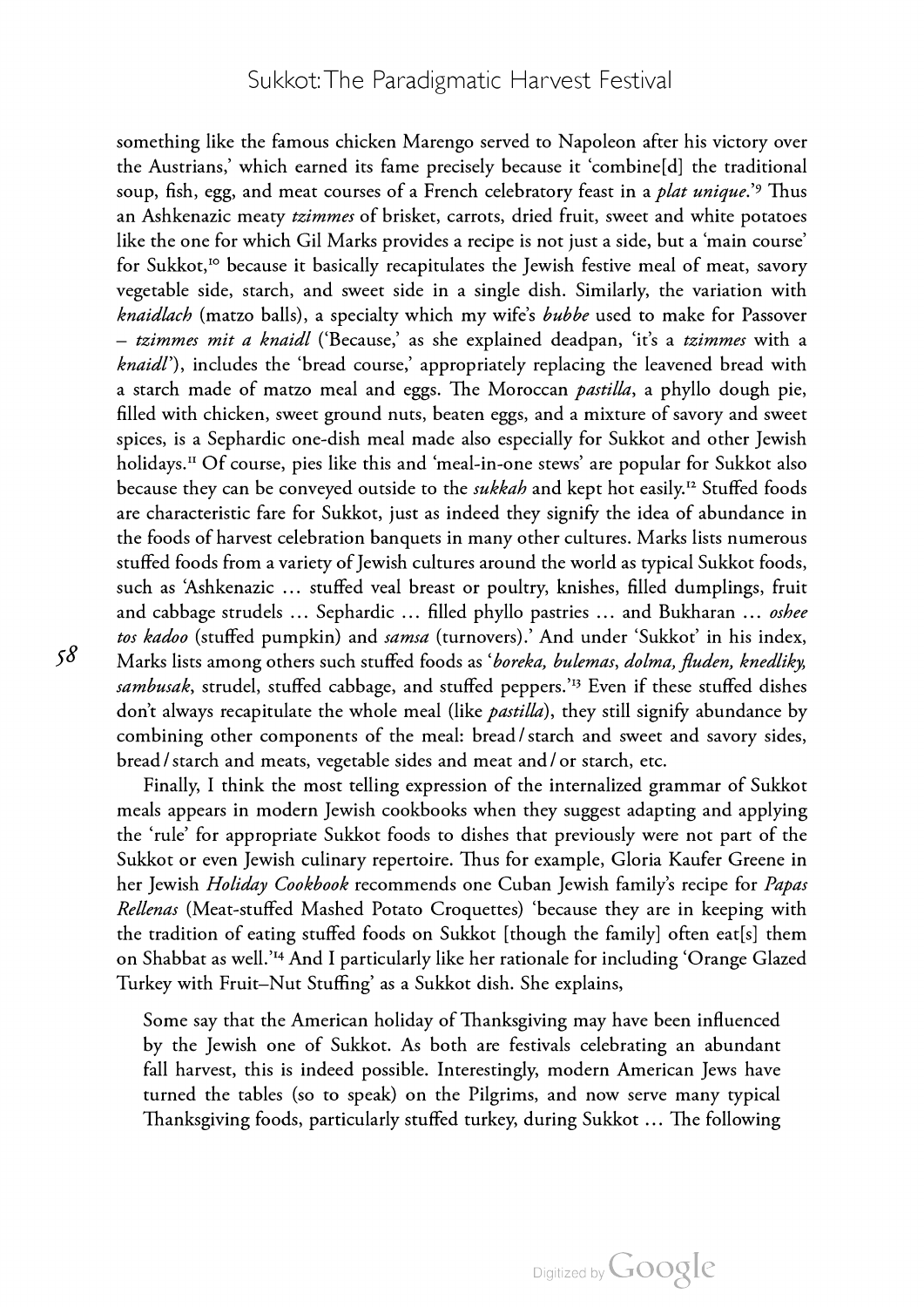something like the famous chicken Marengo served to Napoleon after his victory over the Austrians,' which earned its fame precisely because it 'combine[d] the traditional soup, fish, egg, and meat courses of a French celebratory feast in a *plat unique*.'[9] Thus an Ashkenazic meaty *tzimmes* of brisket, carrots, dried fruit, sweet and white potatoes like the one for which Gil Marks provides a recipe is not just a side, but a 'main course' for Sukkot,[10] because it basically recapitulates the Jewish festive meal of meat, savory vegetable side, starch, and sweet side in a single dish. Similarly, the variation with *knaidlach* (matzo balls), a specialty which my wife's *bubbe* used to make for Passover – *tzimmes mit a knaidl* ('Because,' as she explained deadpan, 'it's a *tzimmes* with a *knaidl*'), includes the 'bread course,' appropriately replacing the leavened bread with a starch made of matzo meal and eggs. The Moroccan *pastilla*, a phyllo dough pie, filled with chicken, sweet ground nuts, beaten eggs, and a mixture of savory and sweet spices, is a Sephardic one-dish meal made also especially for Sukkot and other Jewish holidays.[11] Of course, pies like this and 'meal-in-one stews' are popular for Sukkot also because they can be conveyed outside to the *sukkah* and kept hot easily.[12] Stuffed foods are characteristic fare for Sukkot, just as indeed they signify the idea of abundance in the foods of harvest celebration banquets in many other cultures. Marks lists numerous stuffed foods from a variety of Jewish cultures around the world as typical Sukkot foods, such as 'Ashkenazic … stuffed veal breast or poultry, knishes, filled dumplings, fruit and cabbage strudels … Sephardic … filled phyllo pastries … and Bukharan … *oshee tos kadoo* (stuffed pumpkin) and *samsa* (turnovers).' And under 'Sukkot' in his index, Marks lists among others such stuffed foods as '*boreka, bulemas, dolma, fluden, knedliky, sambusak*, strudel, stuffed cabbage, and stuffed peppers.'[13] Even if these stuffed dishes don't always recapitulate the whole meal (like *pastilla*), they still signify abundance by combining other components of the meal: bread / starch and sweet and savory sides, bread / starch and meats, vegetable sides and meat and / or starch, etc.

Finally, I think the most telling expression of the internalized grammar of Sukkot meals appears in modern Jewish cookbooks when they suggest adapting and applying the 'rule' for appropriate Sukkot foods to dishes that previously were not part of the Sukkot or even Jewish culinary repertoire. Thus for example, Gloria Kaufer Greene in her Jewish *Holiday Cookbook* recommends one Cuban Jewish family's recipe for *Papas Rellenas* (Meat-stuffed Mashed Potato Croquettes) 'because they are in keeping with the tradition of eating stuffed foods on Sukkot [though the family] often eat[s] them on Shabbat as well.'[14] And I particularly like her rationale for including 'Orange Glazed Turkey with Fruit–Nut Stuffing' as a Sukkot dish. She explains,

> Some say that the American holiday of Thanksgiving may have been influenced by the Jewish one of Sukkot. As both are festivals celebrating an abundant fall harvest, this is indeed possible. Interestingly, modern American Jews have turned the tables (so to speak) on the Pilgrims, and now serve many typical Thanksgiving foods, particularly stuffed turkey, during Sukkot … The following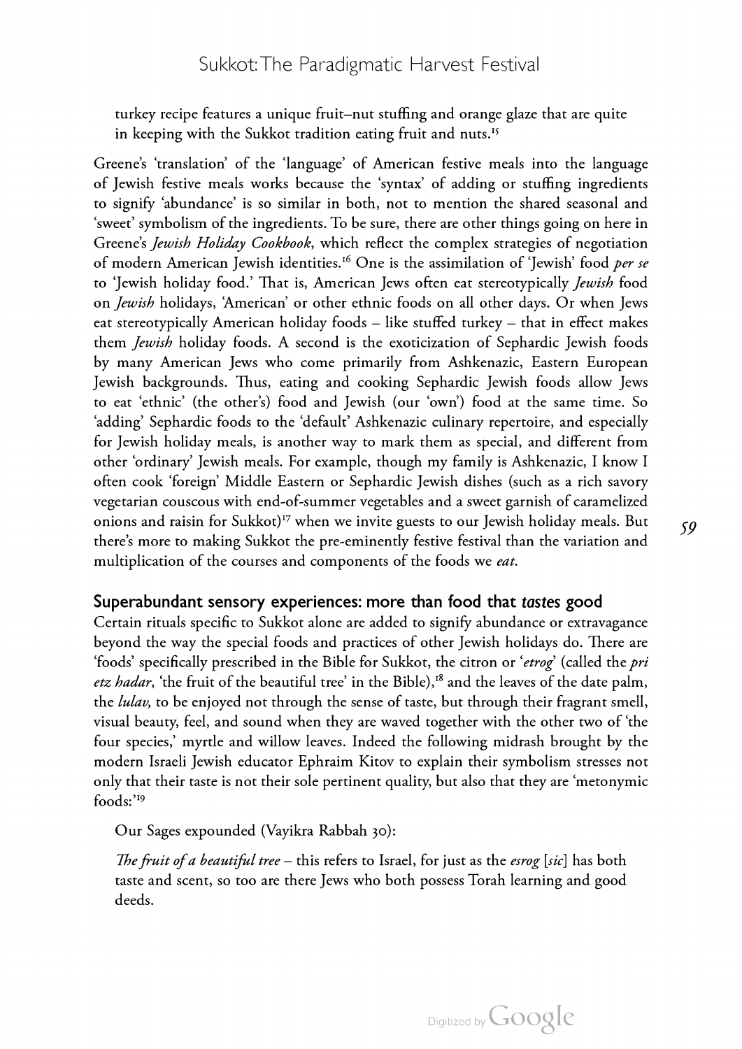turkey recipe features a unique fruit–nut stuffing and orange glaze that are quite in keeping with the Sukkot tradition eating fruit and nuts.[15]

Greene's 'translation' of the 'language' of American festive meals into the language of Jewish festive meals works because the 'syntax' of adding or stuffing ingredients to signify 'abundance' is so similar in both, not to mention the shared seasonal and 'sweet' symbolism of the ingredients. To be sure, there are other things going on here in Greene's *Jewish Holiday Cookbook*, which reflect the complex strategies of negotiation of modern American Jewish identities.[16] One is the assimilation of 'Jewish' food *per se* to 'Jewish holiday food.' That is, American Jews often eat stereotypically *Jewish* food on *Jewish* holidays, 'American' or other ethnic foods on all other days. Or when Jews eat stereotypically American holiday foods – like stuffed turkey – that in effect makes them *Jewish* holiday foods. A second is the exoticization of Sephardic Jewish foods by many American Jews who come primarily from Ashkenazic, Eastern European Jewish backgrounds. Thus, eating and cooking Sephardic Jewish foods allow Jews to eat 'ethnic' (the other's) food and Jewish (our 'own') food at the same time. So 'adding' Sephardic foods to the 'default' Ashkenazic culinary repertoire, and especially for Jewish holiday meals, is another way to mark them as special, and different from other 'ordinary' Jewish meals. For example, though my family is Ashkenazic, I know I often cook 'foreign' Middle Eastern or Sephardic Jewish dishes (such as a rich savory vegetarian couscous with end-of-summer vegetables and a sweet garnish of caramelized onions and raisin for Sukkot)[17] when we invite guests to our Jewish holiday meals. But there's more to making Sukkot the pre-eminently festive festival than the variation and multiplication of the courses and components of the foods we *eat*.

## Superabundant sensory experiences: more than food that *tastes* good

Certain rituals specific to Sukkot alone are added to signify abundance or extravagance beyond the way the special foods and practices of other Jewish holidays do. There are 'foods' specifically prescribed in the Bible for Sukkot, the citron or '*etrog*' (called the *pri etz hadar*, 'the fruit of the beautiful tree' in the Bible),[18] and the leaves of the date palm, the *lulav,* to be enjoyed not through the sense of taste, but through their fragrant smell, visual beauty, feel, and sound when they are waved together with the other two of 'the four species,' myrtle and willow leaves. Indeed the following midrash brought by the modern Israeli Jewish educator Ephraim Kitov to explain their symbolism stresses not only that their taste is not their sole pertinent quality, but also that they are 'metonymic foods:'[19]

> Our Sages expounded (Vayikra Rabbah 30):
>
> *The fruit of a beautiful tree* – this refers to Israel, for just as the *esrog* [*sic*] has both taste and scent, so too are there Jews who both possess Torah learning and good deeds.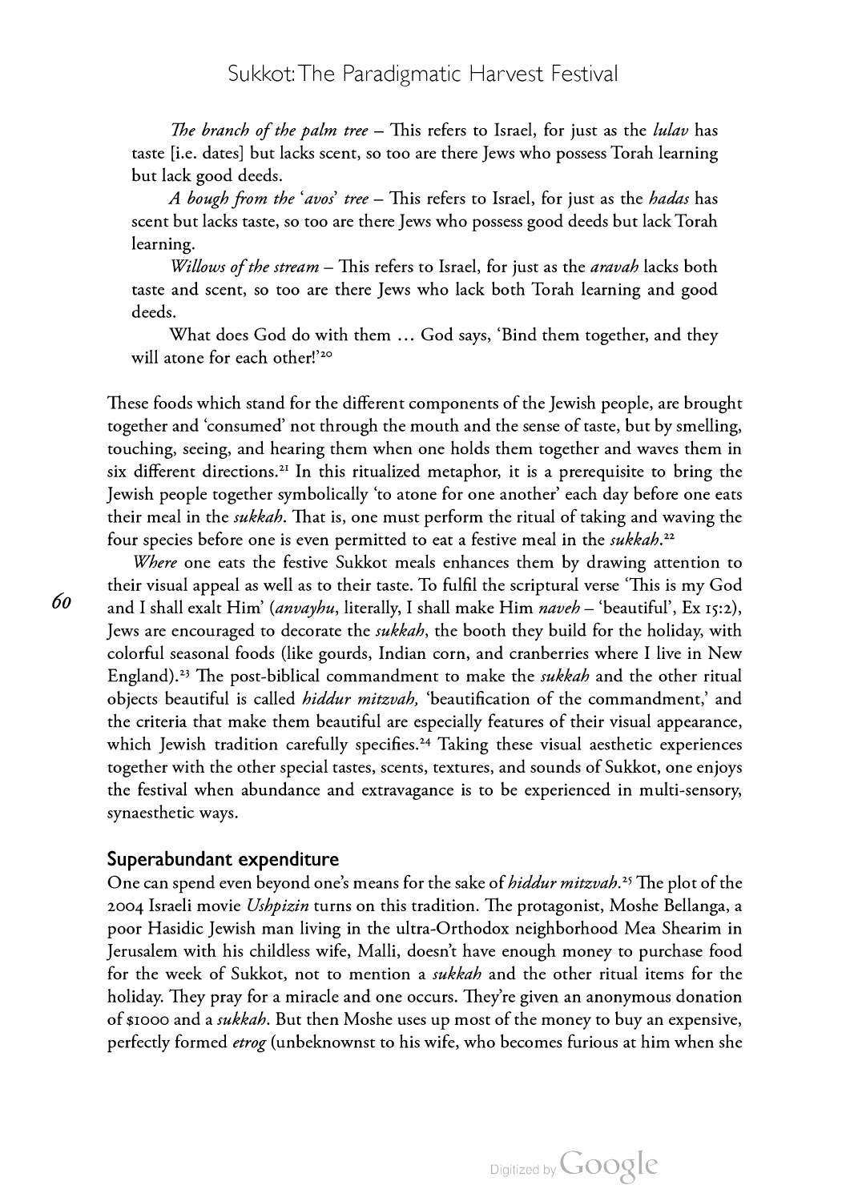*The branch of the palm tree* – This refers to Israel, for just as the *lulav* has taste [i.e. dates] but lacks scent, so too are there Jews who possess Torah learning but lack good deeds.

*A bough from the 'avos' tree* – This refers to Israel, for just as the *hadas* has scent but lacks taste, so too are there Jews who possess good deeds but lack Torah learning.

*Willows of the stream* – This refers to Israel, for just as the *aravah* lacks both taste and scent, so too are there Jews who lack both Torah learning and good deeds.

What does God do with them … God says, 'Bind them together, and they will atone for each other!'[20]

These foods which stand for the different components of the Jewish people, are brought together and 'consumed' not through the mouth and the sense of taste, but by smelling, touching, seeing, and hearing them when one holds them together and waves them in six different directions.[21] In this ritualized metaphor, it is a prerequisite to bring the Jewish people together symbolically 'to atone for one another' each day before one eats their meal in the *sukkah*. That is, one must perform the ritual of taking and waving the four species before one is even permitted to eat a festive meal in the *sukkah*.[22]

*Where* one eats the festive Sukkot meals enhances them by drawing attention to their visual appeal as well as to their taste. To fulfil the scriptural verse 'This is my God and I shall exalt Him' (*anvayhu*, literally, I shall make Him *naveh* – 'beautiful', Ex 15:2), Jews are encouraged to decorate the *sukkah*, the booth they build for the holiday, with colorful seasonal foods (like gourds, Indian corn, and cranberries where I live in New England).[23] The post-biblical commandment to make the *sukkah* and the other ritual objects beautiful is called *hiddur mitzvah,* 'beautification of the commandment,' and the criteria that make them beautiful are especially features of their visual appearance, which Jewish tradition carefully specifies.[24] Taking these visual aesthetic experiences together with the other special tastes, scents, textures, and sounds of Sukkot, one enjoys the festival when abundance and extravagance is to be experienced in multi-sensory, synaesthetic ways.

## Superabundant expenditure

One can spend even beyond one's means for the sake of *hiddur mitzvah*.[25] The plot of the 2004 Israeli movie *Ushpizin* turns on this tradition. The protagonist, Moshe Bellanga, a poor Hasidic Jewish man living in the ultra-Orthodox neighborhood Mea Shearim in Jerusalem with his childless wife, Malli, doesn't have enough money to purchase food for the week of Sukkot, not to mention a *sukkah* and the other ritual items for the holiday. They pray for a miracle and one occurs. They're given an anonymous donation of $1000 and a *sukkah*. But then Moshe uses up most of the money to buy an expensive, perfectly formed *etrog* (unbeknownst to his wife, who becomes furious at him when she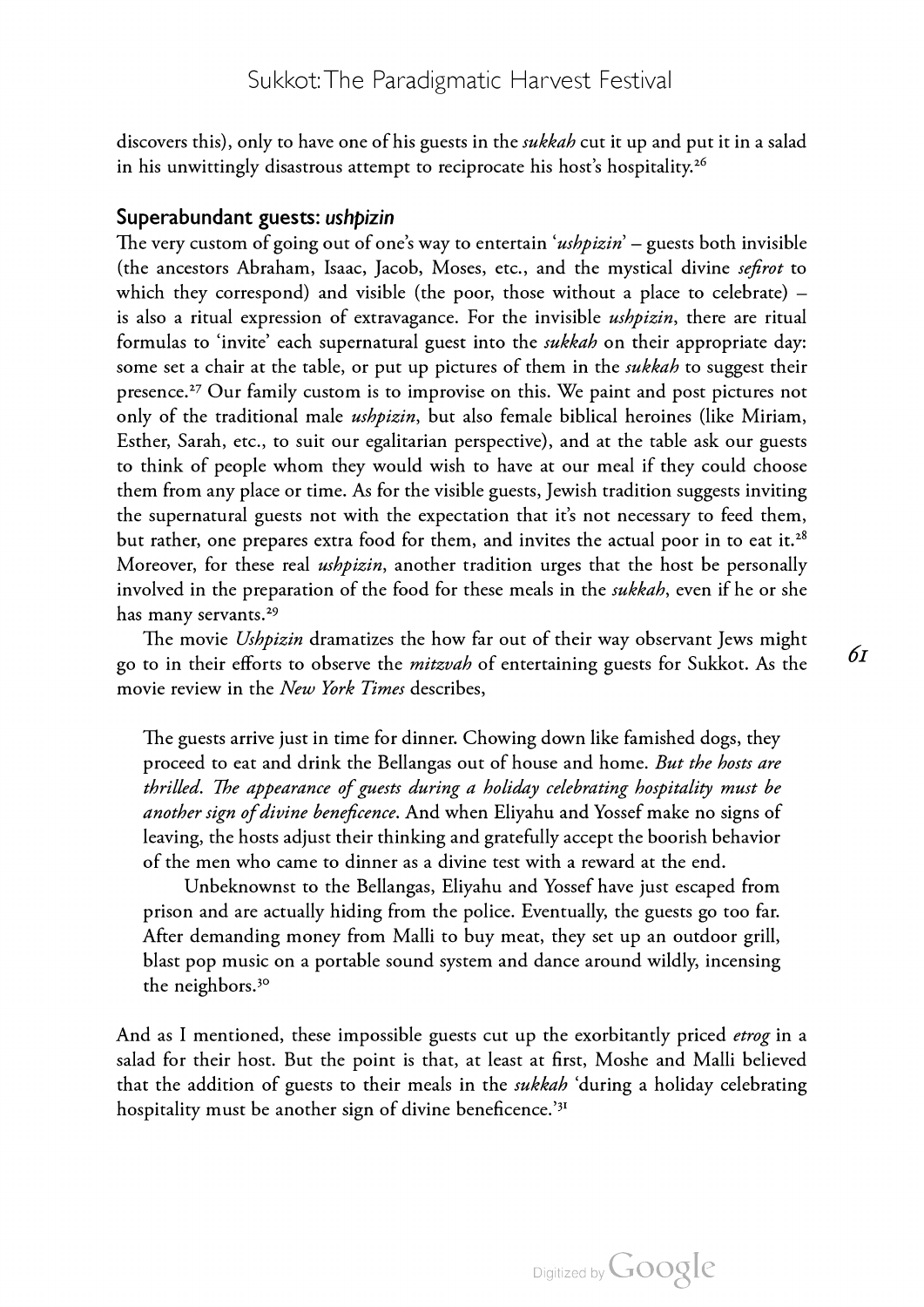discovers this), only to have one of his guests in the *sukkah* cut it up and put it in a salad in his unwittingly disastrous attempt to reciprocate his host's hospitality.[26]

### Superabundant guests: *ushpizin*

The very custom of going out of one's way to entertain '*ushpizin*' – guests both invisible (the ancestors Abraham, Isaac, Jacob, Moses, etc., and the mystical divine *sefirot* to which they correspond) and visible (the poor, those without a place to celebrate) – is also a ritual expression of extravagance. For the invisible *ushpizin*, there are ritual formulas to 'invite' each supernatural guest into the *sukkah* on their appropriate day: some set a chair at the table, or put up pictures of them in the *sukkah* to suggest their presence.[27] Our family custom is to improvise on this. We paint and post pictures not only of the traditional male *ushpizin*, but also female biblical heroines (like Miriam, Esther, Sarah, etc., to suit our egalitarian perspective), and at the table ask our guests to think of people whom they would wish to have at our meal if they could choose them from any place or time. As for the visible guests, Jewish tradition suggests inviting the supernatural guests not with the expectation that it's not necessary to feed them, but rather, one prepares extra food for them, and invites the actual poor in to eat it.[28] Moreover, for these real *ushpizin*, another tradition urges that the host be personally involved in the preparation of the food for these meals in the *sukkah*, even if he or she has many servants.[29]

The movie *Ushpizin* dramatizes the how far out of their way observant Jews might go to in their efforts to observe the *mitzvah* of entertaining guests for Sukkot. As the movie review in the *New York Times* describes,

> The guests arrive just in time for dinner. Chowing down like famished dogs, they proceed to eat and drink the Bellangas out of house and home. *But the hosts are thrilled. The appearance of guests during a holiday celebrating hospitality must be another sign of divine beneficence.* And when Eliyahu and Yossef make no signs of leaving, the hosts adjust their thinking and gratefully accept the boorish behavior of the men who came to dinner as a divine test with a reward at the end.
>
> Unbeknownst to the Bellangas, Eliyahu and Yossef have just escaped from prison and are actually hiding from the police. Eventually, the guests go too far. After demanding money from Malli to buy meat, they set up an outdoor grill, blast pop music on a portable sound system and dance around wildly, incensing the neighbors.[30]

And as I mentioned, these impossible guests cut up the exorbitantly priced *etrog* in a salad for their host. But the point is that, at least at first, Moshe and Malli believed that the addition of guests to their meals in the *sukkah* 'during a holiday celebrating hospitality must be another sign of divine beneficence.'[31]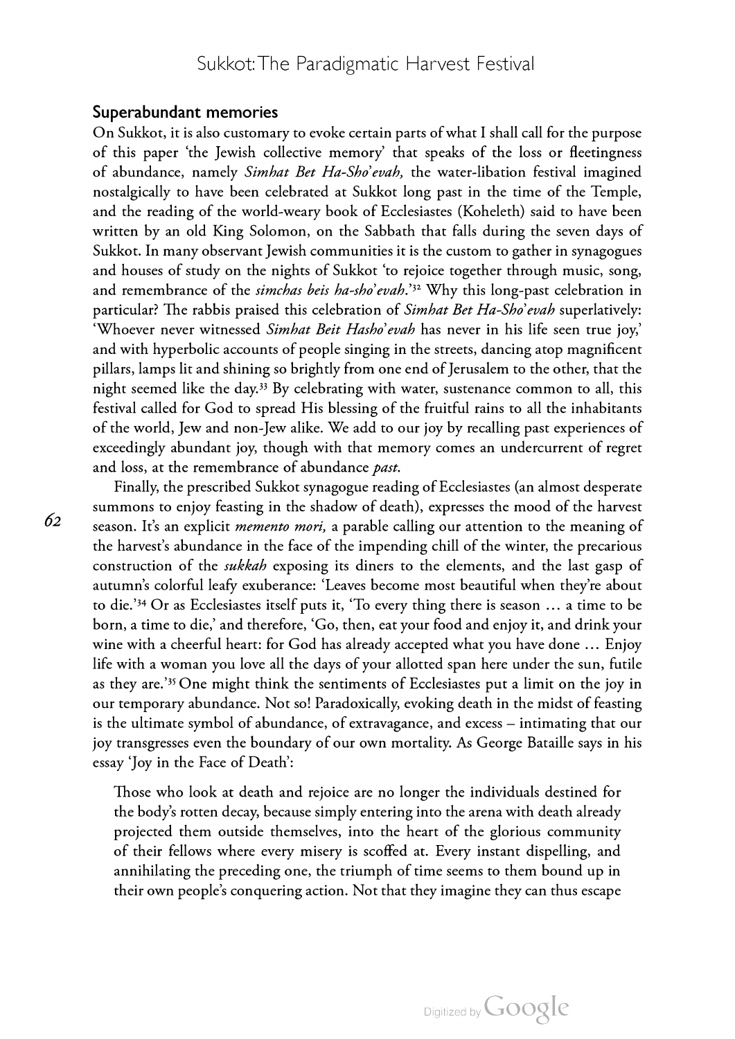## Superabundant memories

On Sukkot, it is also customary to evoke certain parts of what I shall call for the purpose of this paper 'the Jewish collective memory' that speaks of the loss or fleetingness of abundance, namely *Simhat Bet Ha-Sho'evah,* the water-libation festival imagined nostalgically to have been celebrated at Sukkot long past in the time of the Temple, and the reading of the world-weary book of Ecclesiastes (Koheleth) said to have been written by an old King Solomon, on the Sabbath that falls during the seven days of Sukkot. In many observant Jewish communities it is the custom to gather in synagogues and houses of study on the nights of Sukkot 'to rejoice together through music, song, and remembrance of the *simchas beis ha-sho'evah*.'[32] Why this long-past celebration in particular? The rabbis praised this celebration of *Simhat Bet Ha-Sho'evah* superlatively: 'Whoever never witnessed *Simhat Beit Hasho'evah* has never in his life seen true joy,' and with hyperbolic accounts of people singing in the streets, dancing atop magnificent pillars, lamps lit and shining so brightly from one end of Jerusalem to the other, that the night seemed like the day.[33] By celebrating with water, sustenance common to all, this festival called for God to spread His blessing of the fruitful rains to all the inhabitants of the world, Jew and non-Jew alike. We add to our joy by recalling past experiences of exceedingly abundant joy, though with that memory comes an undercurrent of regret and loss, at the remembrance of abundance *past.*

Finally, the prescribed Sukkot synagogue reading of Ecclesiastes (an almost desperate summons to enjoy feasting in the shadow of death), expresses the mood of the harvest season. It's an explicit *memento mori,* a parable calling our attention to the meaning of the harvest's abundance in the face of the impending chill of the winter, the precarious construction of the *sukkah* exposing its diners to the elements, and the last gasp of autumn's colorful leafy exuberance: 'Leaves become most beautiful when they're about to die.'[34] Or as Ecclesiastes itself puts it, 'To every thing there is season … a time to be born, a time to die,' and therefore, 'Go, then, eat your food and enjoy it, and drink your wine with a cheerful heart: for God has already accepted what you have done … Enjoy life with a woman you love all the days of your allotted span here under the sun, futile as they are.'[35] One might think the sentiments of Ecclesiastes put a limit on the joy in our temporary abundance. Not so! Paradoxically, evoking death in the midst of feasting is the ultimate symbol of abundance, of extravagance, and excess – intimating that our joy transgresses even the boundary of our own mortality. As George Bataille says in his essay 'Joy in the Face of Death':

> Those who look at death and rejoice are no longer the individuals destined for the body's rotten decay, because simply entering into the arena with death already projected them outside themselves, into the heart of the glorious community of their fellows where every misery is scoffed at. Every instant dispelling, and annihilating the preceding one, the triumph of time seems to them bound up in their own people's conquering action. Not that they imagine they can thus escape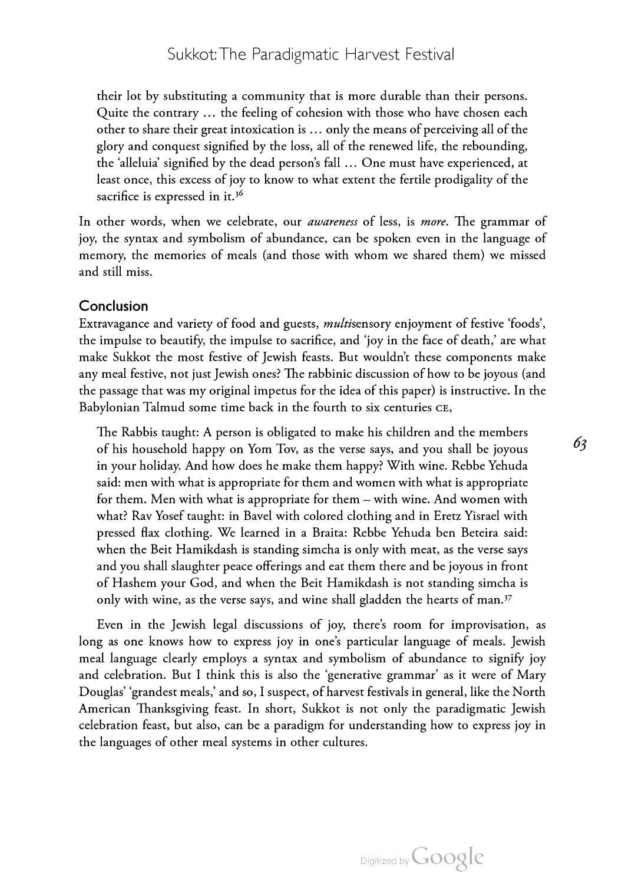their lot by substituting a community that is more durable than their persons. Quite the contrary … the feeling of cohesion with those who have chosen each other to share their great intoxication is … only the means of perceiving all of the glory and conquest signified by the loss, all of the renewed life, the rebounding, the 'alleluia' signified by the dead person's fall … One must have experienced, at least once, this excess of joy to know to what extent the fertile prodigality of the sacrifice is expressed in it.[36]

In other words, when we celebrate, our *awareness* of less, is *more*. The grammar of joy, the syntax and symbolism of abundance, can be spoken even in the language of memory, the memories of meals (and those with whom we shared them) we missed and still miss.

## Conclusion

Extravagance and variety of food and guests, *multi*sensory enjoyment of festive 'foods', the impulse to beautify, the impulse to sacrifice, and 'joy in the face of death,' are what make Sukkot the most festive of Jewish feasts. But wouldn't these components make any meal festive, not just Jewish ones? The rabbinic discussion of how to be joyous (and the passage that was my original impetus for the idea of this paper) is instructive. In the Babylonian Talmud some time back in the fourth to six centuries CE,

> The Rabbis taught: A person is obligated to make his children and the members of his household happy on Yom Tov, as the verse says, and you shall be joyous in your holiday. And how does he make them happy? With wine. Rebbe Yehuda said: men with what is appropriate for them and women with what is appropriate for them. Men with what is appropriate for them – with wine. And women with what? Rav Yosef taught: in Bavel with colored clothing and in Eretz Yisrael with pressed flax clothing. We learned in a Braita: Rebbe Yehuda ben Beteira said: when the Beit Hamikdash is standing simcha is only with meat, as the verse says and you shall slaughter peace offerings and eat them there and be joyous in front of Hashem your God, and when the Beit Hamikdash is not standing simcha is only with wine, as the verse says, and wine shall gladden the hearts of man.[37]

Even in the Jewish legal discussions of joy, there's room for improvisation, as long as one knows how to express joy in one's particular language of meals. Jewish meal language clearly employs a syntax and symbolism of abundance to signify joy and celebration. But I think this is also the 'generative grammar' as it were of Mary Douglas' 'grandest meals,' and so, I suspect, of harvest festivals in general, like the North American Thanksgiving feast. In short, Sukkot is not only the paradigmatic Jewish celebration feast, but also, can be a paradigm for understanding how to express joy in the languages of other meal systems in other cultures.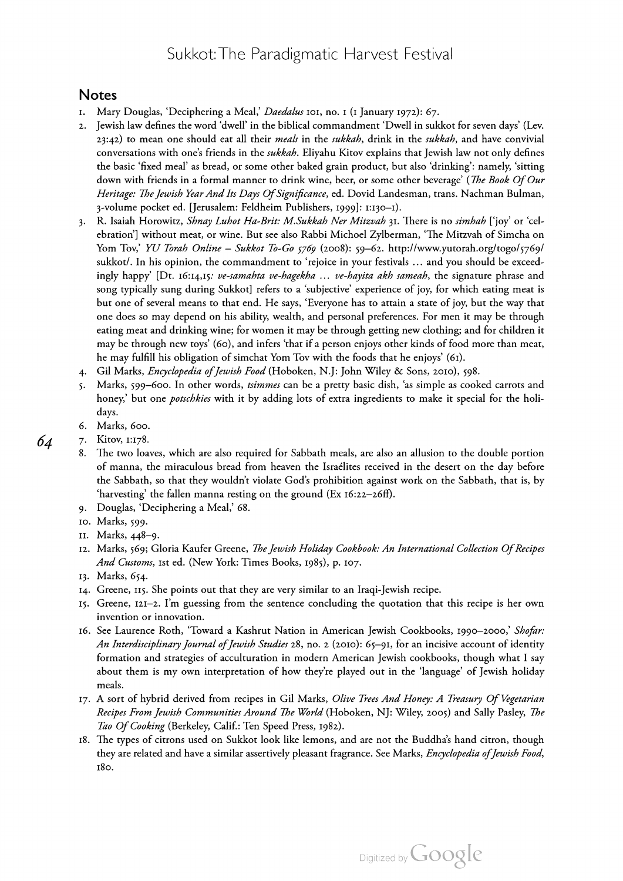## Notes

1. Mary Douglas, 'Deciphering a Meal,' *Daedalus* 101, no. 1 (1 January 1972): 67.
2. Jewish law defines the word 'dwell' in the biblical commandment 'Dwell in sukkot for seven days' (Lev. 23:42) to mean one should eat all their *meals* in the *sukkah*, drink in the *sukkah*, and have convivial conversations with one's friends in the *sukkah*. Eliyahu Kitov explains that Jewish law not only defines the basic 'fixed meal' as bread, or some other baked grain product, but also 'drinking': namely, 'sitting down with friends in a formal manner to drink wine, beer, or some other beverage' (*The Book Of Our Heritage: The Jewish Year And Its Days Of Significance*, ed. Dovid Landesman, trans. Nachman Bulman, 3-volume pocket ed. [Jerusalem: Feldheim Publishers, 1999]: 1:130–1).
3. R. Isaiah Horowitz, *Shnay Luhot Ha-Brit: M.Sukkah Ner Mitzvah* 31. There is no *simhah* ['joy' or 'celebration'] without meat, or wine. But see also Rabbi Michoel Zylberman, 'The Mitzvah of Simcha on Yom Tov,' *YU Torah Online – Sukkot To-Go 5769* (2008): 59–62. http://www.yutorah.org/togo/5769/sukkot/. In his opinion, the commandment to 'rejoice in your festivals … and you should be exceedingly happy' [Dt. 16:14,15*: ve-samahta ve-hagekha … ve-hayita akh sameah*, the signature phrase and song typically sung during Sukkot] refers to a 'subjective' experience of joy, for which eating meat is but one of several means to that end. He says, 'Everyone has to attain a state of joy, but the way that one does so may depend on his ability, wealth, and personal preferences. For men it may be through eating meat and drinking wine; for women it may be through getting new clothing; and for children it may be through new toys' (60), and infers 'that if a person enjoys other kinds of food more than meat, he may fulfill his obligation of simchat Yom Tov with the foods that he enjoys' (61).
4. Gil Marks, *Encyclopedia of Jewish Food* (Hoboken, N.J: John Wiley & Sons, 2010), 598.
5. Marks, 599–600. In other words, *tsimmes* can be a pretty basic dish, 'as simple as cooked carrots and honey,' but one *potschkies* with it by adding lots of extra ingredients to make it special for the holidays.
6. Marks, 600.
7. Kitov, 1:178.
8. The two loaves, which are also required for Sabbath meals, are also an allusion to the double portion of manna, the miraculous bread from heaven the Israélites received in the desert on the day before the Sabbath, so that they wouldn't violate God's prohibition against work on the Sabbath, that is, by 'harvesting' the fallen manna resting on the ground (Ex 16:22–26ff).
9. Douglas, 'Deciphering a Meal,' 68.
10. Marks, 599.
11. Marks, 448–9.
12. Marks, 569; Gloria Kaufer Greene, *The Jewish Holiday Cookbook: An International Collection Of Recipes And Customs*, 1st ed. (New York: Times Books, 1985), p. 107.
13. Marks, 654.
14. Greene, 115. She points out that they are very similar to an Iraqi-Jewish recipe.
15. Greene, 121–2. I'm guessing from the sentence concluding the quotation that this recipe is her own invention or innovation.
16. See Laurence Roth, 'Toward a Kashrut Nation in American Jewish Cookbooks, 1990–2000,' *Shofar: An Interdisciplinary Journal of Jewish Studies* 28, no. 2 (2010): 65–91, for an incisive account of identity formation and strategies of acculturation in modern American Jewish cookbooks, though what I say about them is my own interpretation of how they're played out in the 'language' of Jewish holiday meals.
17. A sort of hybrid derived from recipes in Gil Marks, *Olive Trees And Honey: A Treasury Of Vegetarian Recipes From Jewish Communities Around The World* (Hoboken, NJ: Wiley, 2005) and Sally Pasley, *The Tao Of Cooking* (Berkeley, Calif.: Ten Speed Press, 1982).
18. The types of citrons used on Sukkot look like lemons, and are not the Buddha's hand citron, though they are related and have a similar assertively pleasant fragrance. See Marks, *Encyclopedia of Jewish Food*, 180.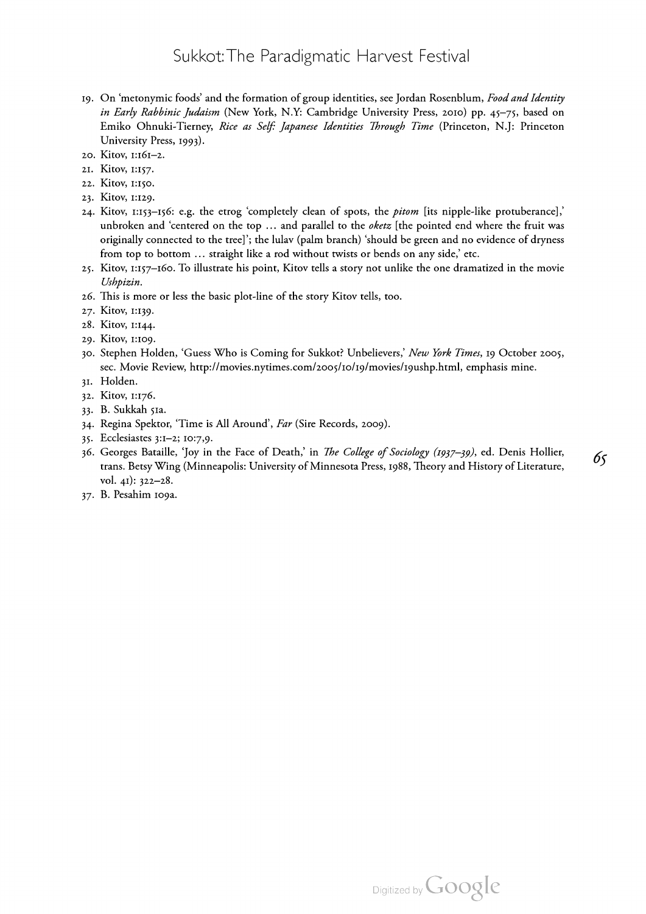19. On 'metonymic foods' and the formation of group identities, see Jordan Rosenblum, *Food and Identity in Early Rabbinic Judaism* (New York, N.Y: Cambridge University Press, 2010) pp. 45–75, based on Emiko Ohnuki-Tierney, *Rice as Self: Japanese Identities Through Time* (Princeton, N.J: Princeton University Press, 1993).
20. Kitov, 1:161–2.
21. Kitov, 1:157.
22. Kitov, 1:150.
23. Kitov, 1:129.
24. Kitov, 1:153–156: e.g. the etrog 'completely clean of spots, the *pitom* [its nipple-like protuberance],' unbroken and 'centered on the top … and parallel to the *oketz* [the pointed end where the fruit was originally connected to the tree]'; the lulav (palm branch) 'should be green and no evidence of dryness from top to bottom … straight like a rod without twists or bends on any side,' etc.
25. Kitov, 1:157–160. To illustrate his point, Kitov tells a story not unlike the one dramatized in the movie *Ushpizin*.
26. This is more or less the basic plot-line of the story Kitov tells, too.
27. Kitov, 1:139.
28. Kitov, 1:144.
29. Kitov, 1:109.
30. Stephen Holden, 'Guess Who is Coming for Sukkot? Unbelievers,' *New York Times*, 19 October 2005, sec. Movie Review, http://movies.nytimes.com/2005/10/19/movies/19ushp.html, emphasis mine.
31. Holden.
32. Kitov, 1:176.
33. B. Sukkah 51a.
34. Regina Spektor, 'Time is All Around', *Far* (Sire Records, 2009).
35. Ecclesiastes 3:1–2; 10:7,9.
36. Georges Bataille, 'Joy in the Face of Death,' in *The College of Sociology (1937–39)*, ed. Denis Hollier, trans. Betsy Wing (Minneapolis: University of Minnesota Press, 1988, Theory and History of Literature, vol. 41): 322–28.
37. B. Pesahim 109a.